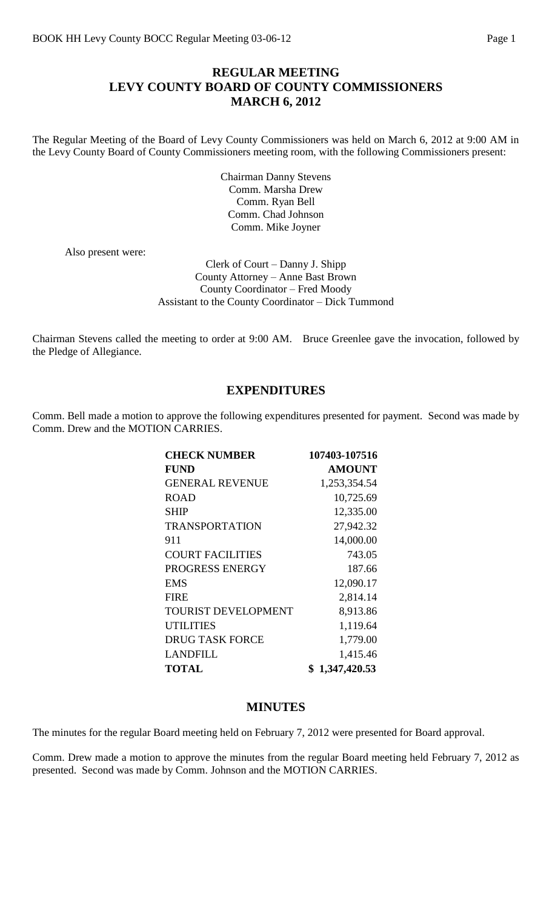# REGULAR MEETING
# LEVY COUNTY BOARD OF COUNTY COMMISSIONERS
# MARCH 6, 2012

The Regular Meeting of the Board of Levy County Commissioners was held on March 6, 2012 at 9:00 AM in the Levy County Board of County Commissioners meeting room, with the following Commissioners present:

Chairman Danny Stevens
Comm. Marsha Drew
Comm. Ryan Bell
Comm. Chad Johnson
Comm. Mike Joyner

Also present were:

Clerk of Court – Danny J. Shipp
County Attorney – Anne Bast Brown
County Coordinator – Fred Moody
Assistant to the County Coordinator – Dick Tummond

Chairman Stevens called the meeting to order at 9:00 AM. Bruce Greenlee gave the invocation, followed by the Pledge of Allegiance.

## EXPENDITURES

Comm. Bell made a motion to approve the following expenditures presented for payment. Second was made by Comm. Drew and the MOTION CARRIES.

| CHECK NUMBER | 107403-107516 |
|---|---|
| **FUND** | **AMOUNT** |
| GENERAL REVENUE | 1,253,354.54 |
| ROAD | 10,725.69 |
| SHIP | 12,335.00 |
| TRANSPORTATION | 27,942.32 |
| 911 | 14,000.00 |
| COURT FACILITIES | 743.05 |
| PROGRESS ENERGY | 187.66 |
| EMS | 12,090.17 |
| FIRE | 2,814.14 |
| TOURIST DEVELOPMENT | 8,913.86 |
| UTILITIES | 1,119.64 |
| DRUG TASK FORCE | 1,779.00 |
| LANDFILL | 1,415.46 |
| **TOTAL** | **$ 1,347,420.53** |

## MINUTES

The minutes for the regular Board meeting held on February 7, 2012 were presented for Board approval.

Comm. Drew made a motion to approve the minutes from the regular Board meeting held February 7, 2012 as presented. Second was made by Comm. Johnson and the MOTION CARRIES.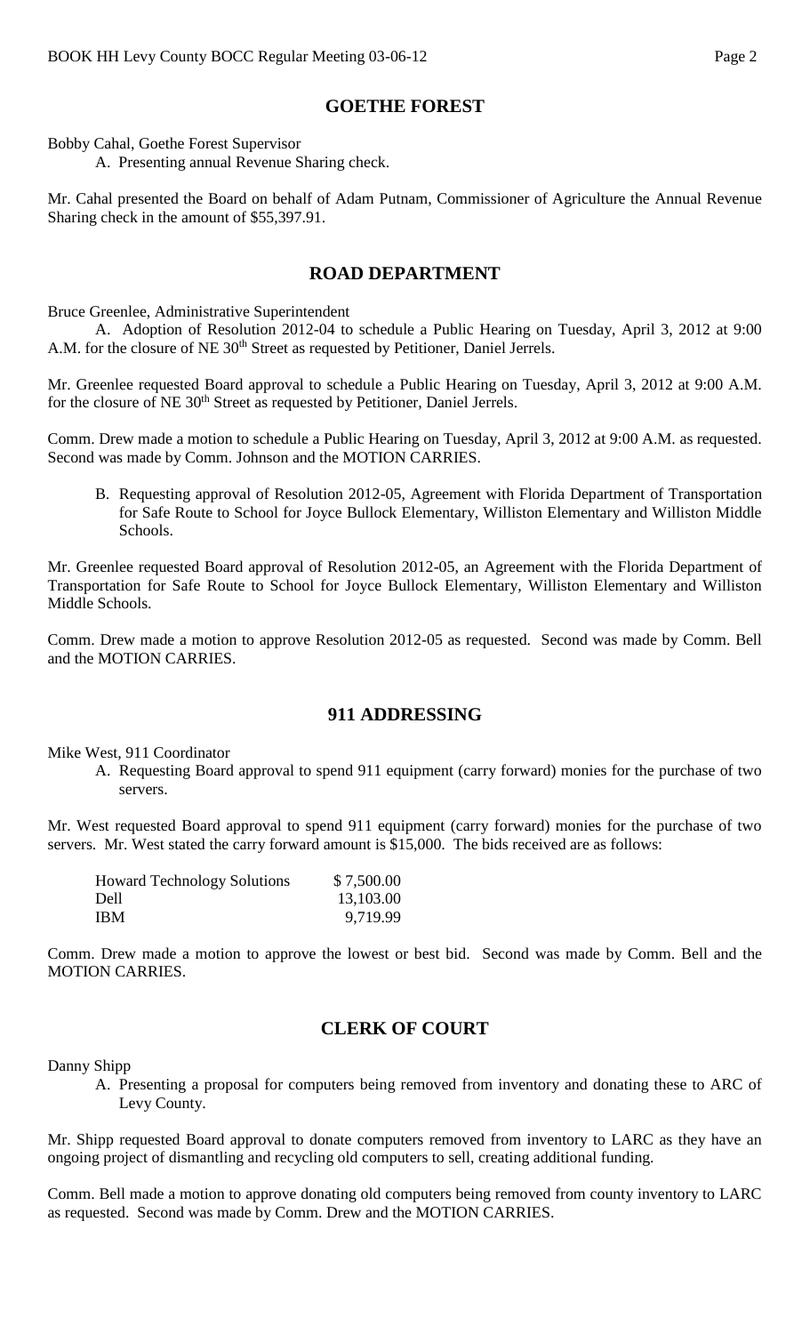## GOETHE FOREST

Bobby Cahal, Goethe Forest Supervisor

A. Presenting annual Revenue Sharing check.

Mr. Cahal presented the Board on behalf of Adam Putnam, Commissioner of Agriculture the Annual Revenue Sharing check in the amount of $55,397.91.

## ROAD DEPARTMENT

Bruce Greenlee, Administrative Superintendent

A. Adoption of Resolution 2012-04 to schedule a Public Hearing on Tuesday, April 3, 2012 at 9:00 A.M. for the closure of NE 30th Street as requested by Petitioner, Daniel Jerrels.

Mr. Greenlee requested Board approval to schedule a Public Hearing on Tuesday, April 3, 2012 at 9:00 A.M. for the closure of NE 30th Street as requested by Petitioner, Daniel Jerrels.

Comm. Drew made a motion to schedule a Public Hearing on Tuesday, April 3, 2012 at 9:00 A.M. as requested. Second was made by Comm. Johnson and the MOTION CARRIES.

B. Requesting approval of Resolution 2012-05, Agreement with Florida Department of Transportation for Safe Route to School for Joyce Bullock Elementary, Williston Elementary and Williston Middle Schools.

Mr. Greenlee requested Board approval of Resolution 2012-05, an Agreement with the Florida Department of Transportation for Safe Route to School for Joyce Bullock Elementary, Williston Elementary and Williston Middle Schools.

Comm. Drew made a motion to approve Resolution 2012-05 as requested. Second was made by Comm. Bell and the MOTION CARRIES.

## 911 ADDRESSING

Mike West, 911 Coordinator

A. Requesting Board approval to spend 911 equipment (carry forward) monies for the purchase of two servers.

Mr. West requested Board approval to spend 911 equipment (carry forward) monies for the purchase of two servers. Mr. West stated the carry forward amount is $15,000. The bids received are as follows:

| | |
|---|---|
| Howard Technology Solutions | $ 7,500.00 |
| Dell | 13,103.00 |
| IBM | 9,719.99 |

Comm. Drew made a motion to approve the lowest or best bid. Second was made by Comm. Bell and the MOTION CARRIES.

## CLERK OF COURT

Danny Shipp

A. Presenting a proposal for computers being removed from inventory and donating these to ARC of Levy County.

Mr. Shipp requested Board approval to donate computers removed from inventory to LARC as they have an ongoing project of dismantling and recycling old computers to sell, creating additional funding.

Comm. Bell made a motion to approve donating old computers being removed from county inventory to LARC as requested. Second was made by Comm. Drew and the MOTION CARRIES.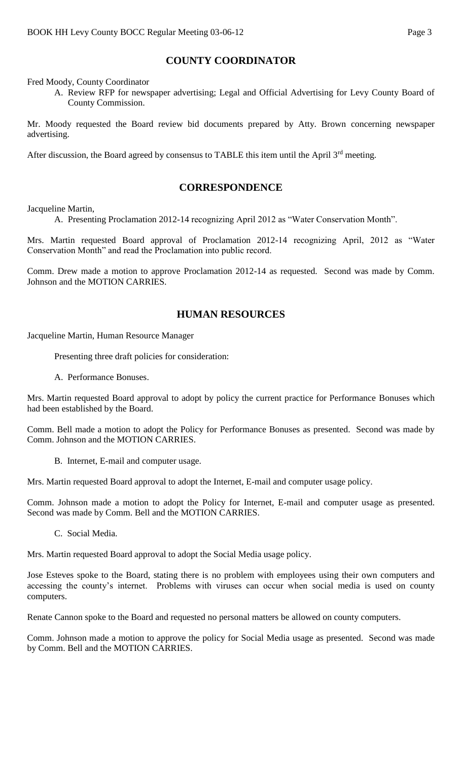## COUNTY COORDINATOR

Fred Moody, County Coordinator

A. Review RFP for newspaper advertising; Legal and Official Advertising for Levy County Board of County Commission.

Mr. Moody requested the Board review bid documents prepared by Atty. Brown concerning newspaper advertising.

After discussion, the Board agreed by consensus to TABLE this item until the April 3rd meeting.

## CORRESPONDENCE

Jacqueline Martin,

A. Presenting Proclamation 2012-14 recognizing April 2012 as "Water Conservation Month".

Mrs. Martin requested Board approval of Proclamation 2012-14 recognizing April, 2012 as "Water Conservation Month" and read the Proclamation into public record.

Comm. Drew made a motion to approve Proclamation 2012-14 as requested. Second was made by Comm. Johnson and the MOTION CARRIES.

## HUMAN RESOURCES

Jacqueline Martin, Human Resource Manager

Presenting three draft policies for consideration:

A. Performance Bonuses.

Mrs. Martin requested Board approval to adopt by policy the current practice for Performance Bonuses which had been established by the Board.

Comm. Bell made a motion to adopt the Policy for Performance Bonuses as presented. Second was made by Comm. Johnson and the MOTION CARRIES.

B. Internet, E-mail and computer usage.

Mrs. Martin requested Board approval to adopt the Internet, E-mail and computer usage policy.

Comm. Johnson made a motion to adopt the Policy for Internet, E-mail and computer usage as presented. Second was made by Comm. Bell and the MOTION CARRIES.

C. Social Media.

Mrs. Martin requested Board approval to adopt the Social Media usage policy.

Jose Esteves spoke to the Board, stating there is no problem with employees using their own computers and accessing the county's internet. Problems with viruses can occur when social media is used on county computers.

Renate Cannon spoke to the Board and requested no personal matters be allowed on county computers.

Comm. Johnson made a motion to approve the policy for Social Media usage as presented. Second was made by Comm. Bell and the MOTION CARRIES.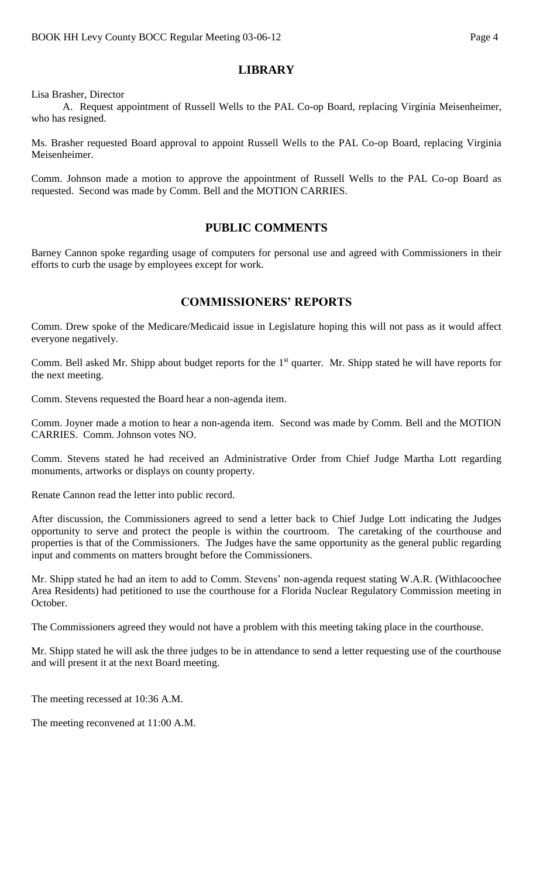## LIBRARY

Lisa Brasher, Director

A. Request appointment of Russell Wells to the PAL Co-op Board, replacing Virginia Meisenheimer, who has resigned.

Ms. Brasher requested Board approval to appoint Russell Wells to the PAL Co-op Board, replacing Virginia Meisenheimer.

Comm. Johnson made a motion to approve the appointment of Russell Wells to the PAL Co-op Board as requested. Second was made by Comm. Bell and the MOTION CARRIES.

## PUBLIC COMMENTS

Barney Cannon spoke regarding usage of computers for personal use and agreed with Commissioners in their efforts to curb the usage by employees except for work.

## COMMISSIONERS' REPORTS

Comm. Drew spoke of the Medicare/Medicaid issue in Legislature hoping this will not pass as it would affect everyone negatively.

Comm. Bell asked Mr. Shipp about budget reports for the 1st quarter. Mr. Shipp stated he will have reports for the next meeting.

Comm. Stevens requested the Board hear a non-agenda item.

Comm. Joyner made a motion to hear a non-agenda item. Second was made by Comm. Bell and the MOTION CARRIES. Comm. Johnson votes NO.

Comm. Stevens stated he had received an Administrative Order from Chief Judge Martha Lott regarding monuments, artworks or displays on county property.

Renate Cannon read the letter into public record.

After discussion, the Commissioners agreed to send a letter back to Chief Judge Lott indicating the Judges opportunity to serve and protect the people is within the courtroom. The caretaking of the courthouse and properties is that of the Commissioners. The Judges have the same opportunity as the general public regarding input and comments on matters brought before the Commissioners.

Mr. Shipp stated he had an item to add to Comm. Stevens' non-agenda request stating W.A.R. (Withlacoochee Area Residents) had petitioned to use the courthouse for a Florida Nuclear Regulatory Commission meeting in October.

The Commissioners agreed they would not have a problem with this meeting taking place in the courthouse.

Mr. Shipp stated he will ask the three judges to be in attendance to send a letter requesting use of the courthouse and will present it at the next Board meeting.

The meeting recessed at 10:36 A.M.

The meeting reconvened at 11:00 A.M.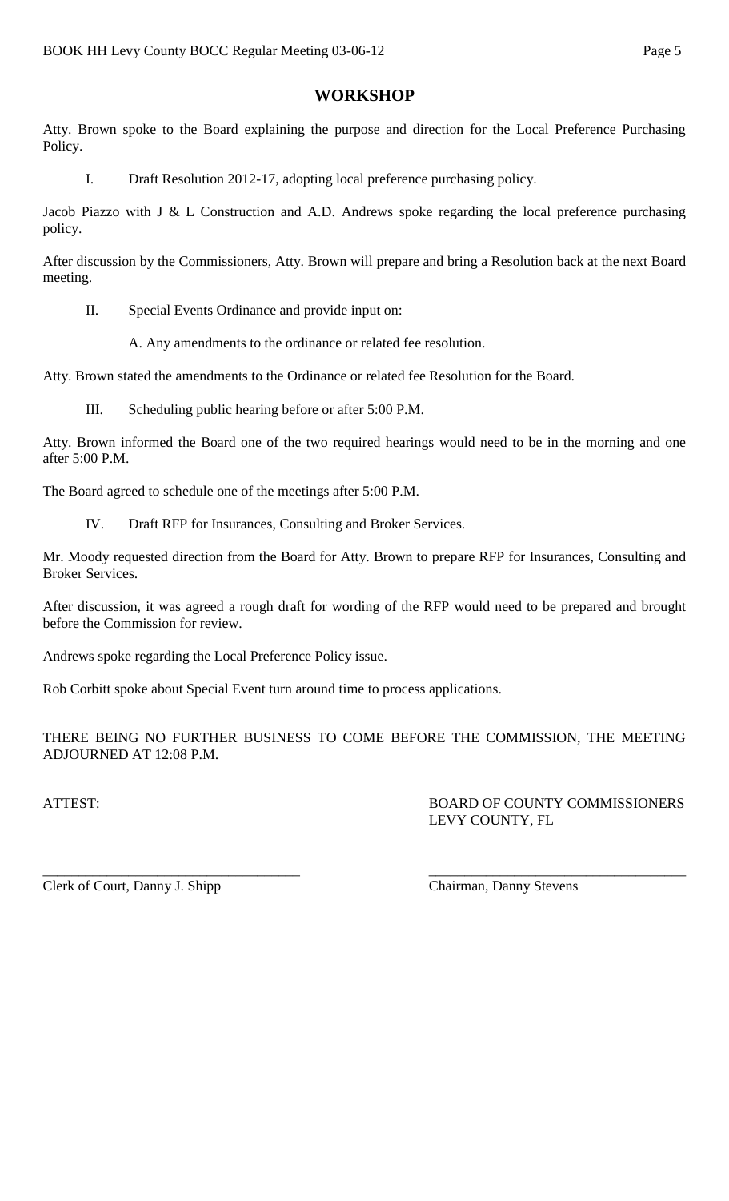## WORKSHOP

Atty. Brown spoke to the Board explaining the purpose and direction for the Local Preference Purchasing Policy.

I. Draft Resolution 2012-17, adopting local preference purchasing policy.

Jacob Piazzo with J & L Construction and A.D. Andrews spoke regarding the local preference purchasing policy.

After discussion by the Commissioners, Atty. Brown will prepare and bring a Resolution back at the next Board meeting.

II. Special Events Ordinance and provide input on:

A. Any amendments to the ordinance or related fee resolution.

Atty. Brown stated the amendments to the Ordinance or related fee Resolution for the Board.

III. Scheduling public hearing before or after 5:00 P.M.

Atty. Brown informed the Board one of the two required hearings would need to be in the morning and one after 5:00 P.M.

The Board agreed to schedule one of the meetings after 5:00 P.M.

IV. Draft RFP for Insurances, Consulting and Broker Services.

Mr. Moody requested direction from the Board for Atty. Brown to prepare RFP for Insurances, Consulting and Broker Services.

After discussion, it was agreed a rough draft for wording of the RFP would need to be prepared and brought before the Commission for review.

Andrews spoke regarding the Local Preference Policy issue.

Rob Corbitt spoke about Special Event turn around time to process applications.

THERE BEING NO FURTHER BUSINESS TO COME BEFORE THE COMMISSION, THE MEETING ADJOURNED AT 12:08 P.M.

ATTEST:

BOARD OF COUNTY COMMISSIONERS
LEVY COUNTY, FL

___________________________________
Clerk of Court, Danny J. Shipp

___________________________________
Chairman, Danny Stevens